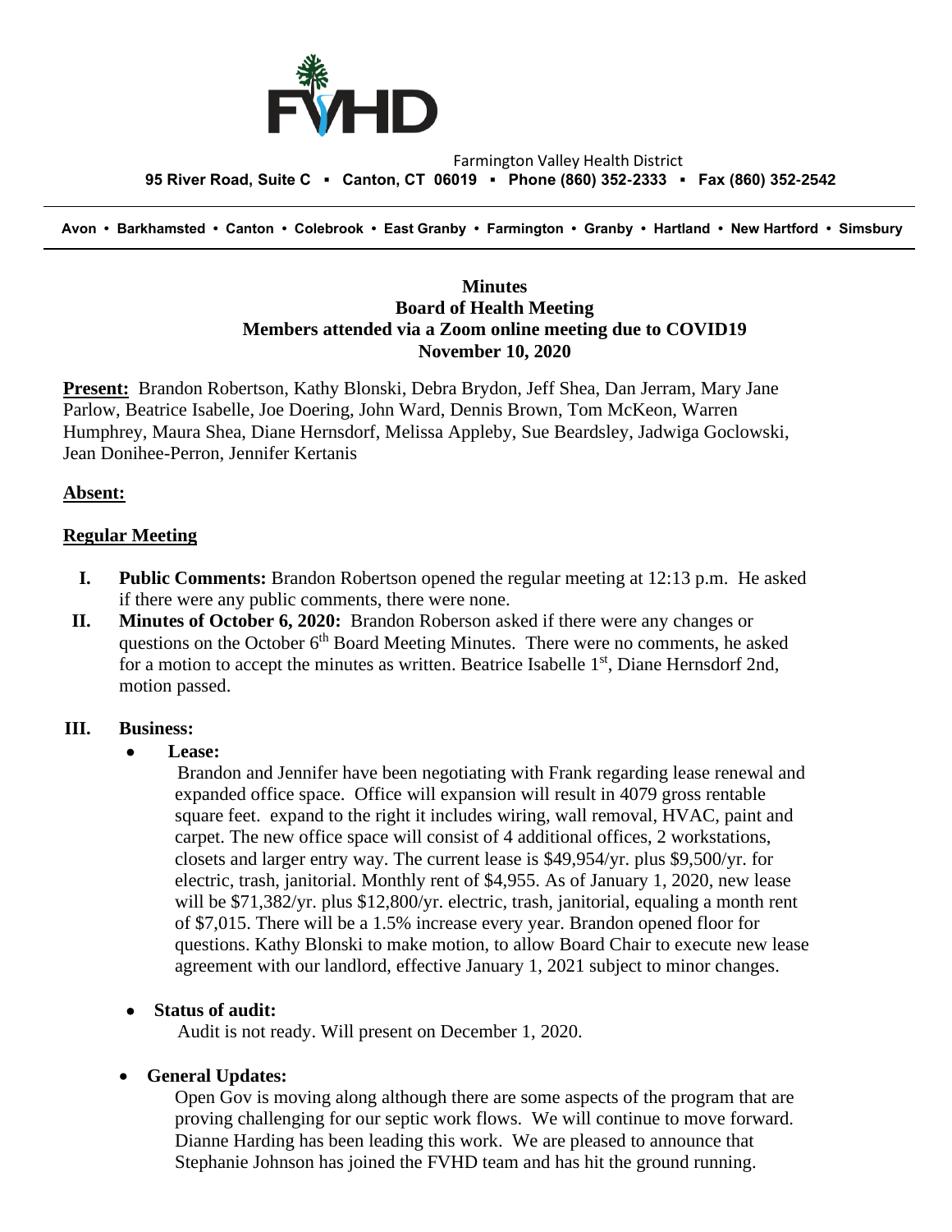Farmington Valley Health District
**95 River Road, Suite C ▪ Canton, CT 06019 ▪ Phone (860) 352-2333 ▪ Fax (860) 352-2542**

**Avon • Barkhamsted • Canton • Colebrook • East Granby • Farmington • Granby • Hartland • New Hartford • Simsbury**

# Minutes
## Board of Health Meeting
## Members attended via a Zoom online meeting due to COVID19
## November 10, 2020

**Present:** Brandon Robertson, Kathy Blonski, Debra Brydon, Jeff Shea, Dan Jerram, Mary Jane Parlow, Beatrice Isabelle, Joe Doering, John Ward, Dennis Brown, Tom McKeon, Warren Humphrey, Maura Shea, Diane Hernsdorf, Melissa Appleby, Sue Beardsley, Jadwiga Goclowski, Jean Donihee-Perron, Jennifer Kertanis

**Absent:**

**Regular Meeting**

I. **Public Comments:** Brandon Robertson opened the regular meeting at 12:13 p.m. He asked if there were any public comments, there were none.

II. **Minutes of October 6, 2020:** Brandon Roberson asked if there were any changes or questions on the October 6th Board Meeting Minutes. There were no comments, he asked for a motion to accept the minutes as written. Beatrice Isabelle 1st, Diane Hernsdorf 2nd, motion passed.

III. **Business:**

- **Lease:**

  Brandon and Jennifer have been negotiating with Frank regarding lease renewal and expanded office space. Office will expansion will result in 4079 gross rentable square feet. expand to the right it includes wiring, wall removal, HVAC, paint and carpet. The new office space will consist of 4 additional offices, 2 workstations, closets and larger entry way. The current lease is $49,954/yr. plus $9,500/yr. for electric, trash, janitorial. Monthly rent of $4,955. As of January 1, 2020, new lease will be $71,382/yr. plus $12,800/yr. electric, trash, janitorial, equaling a month rent of $7,015. There will be a 1.5% increase every year. Brandon opened floor for questions. Kathy Blonski to make motion, to allow Board Chair to execute new lease agreement with our landlord, effective January 1, 2021 subject to minor changes.

- **Status of audit:**

  Audit is not ready. Will present on December 1, 2020.

- **General Updates:**

  Open Gov is moving along although there are some aspects of the program that are proving challenging for our septic work flows. We will continue to move forward. Dianne Harding has been leading this work. We are pleased to announce that Stephanie Johnson has joined the FVHD team and has hit the ground running.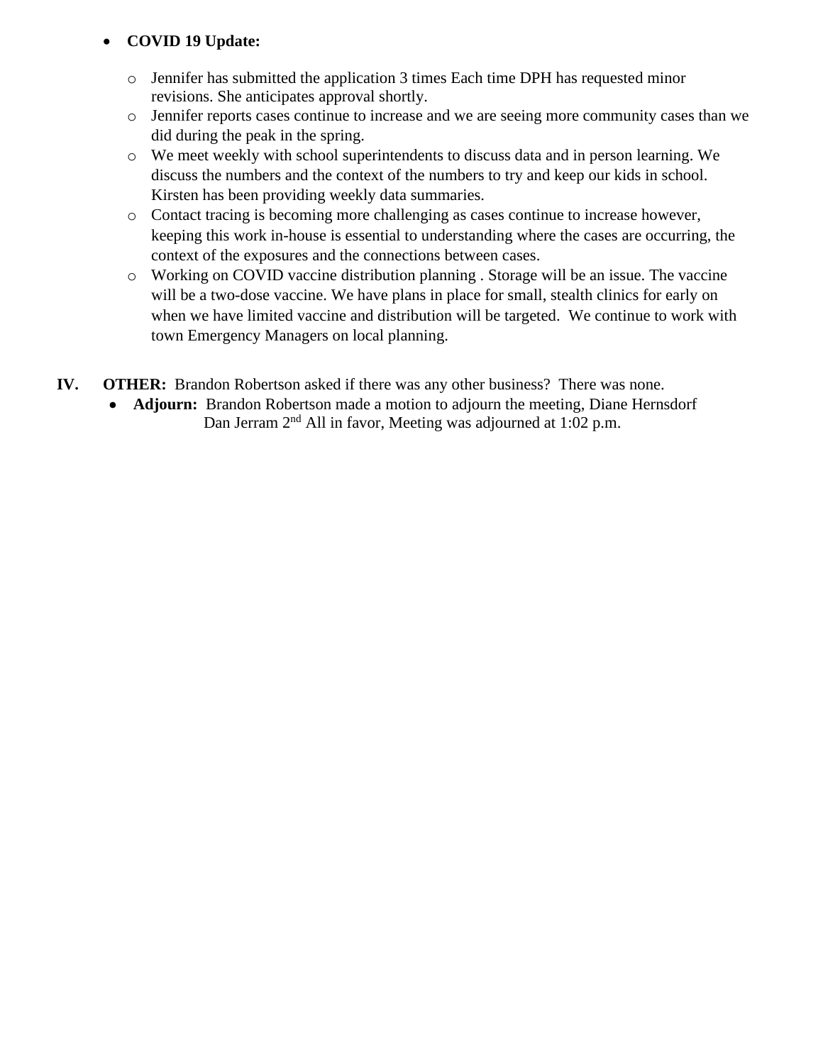- **COVID 19 Update:**
  - Jennifer has submitted the application 3 times Each time DPH has requested minor revisions. She anticipates approval shortly.
  - Jennifer reports cases continue to increase and we are seeing more community cases than we did during the peak in the spring.
  - We meet weekly with school superintendents to discuss data and in person learning. We discuss the numbers and the context of the numbers to try and keep our kids in school. Kirsten has been providing weekly data summaries.
  - Contact tracing is becoming more challenging as cases continue to increase however, keeping this work in-house is essential to understanding where the cases are occurring, the context of the exposures and the connections between cases.
  - Working on COVID vaccine distribution planning . Storage will be an issue. The vaccine will be a two-dose vaccine. We have plans in place for small, stealth clinics for early on when we have limited vaccine and distribution will be targeted. We continue to work with town Emergency Managers on local planning.

**IV. OTHER:** Brandon Robertson asked if there was any other business? There was none.

- **Adjourn:** Brandon Robertson made a motion to adjourn the meeting, Diane Hernsdorf Dan Jerram 2nd All in favor, Meeting was adjourned at 1:02 p.m.